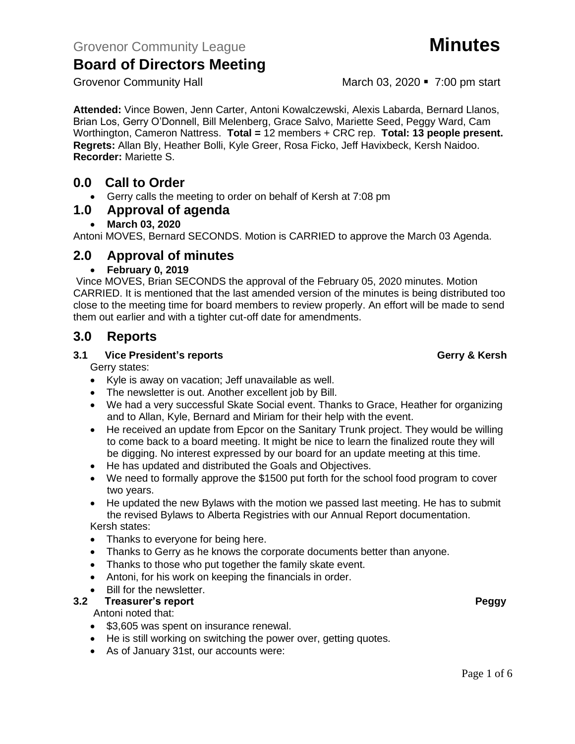Grovenor Community League **Minutes**

# Board of Directors Meeting

Grovenor Community Hall March 03, 2020 ▪ 7:00 pm start

**Attended:** Vince Bowen, Jenn Carter, Antoni Kowalczewski, Alexis Labarda, Bernard Llanos, Brian Los, Gerry O'Donnell, Bill Melenberg, Grace Salvo, Mariette Seed, Peggy Ward, Cam Worthington, Cameron Nattress. **Total =** 12 members + CRC rep. **Total: 13 people present.**
**Regrets:** Allan Bly, Heather Bolli, Kyle Greer, Rosa Ficko, Jeff Havixbeck, Kersh Naidoo.
**Recorder:** Mariette S.

## 0.0 Call to Order

- Gerry calls the meeting to order on behalf of Kersh at 7:08 pm

## 1.0 Approval of agenda

- **March 03, 2020**

Antoni MOVES, Bernard SECONDS. Motion is CARRIED to approve the March 03 Agenda.

## 2.0 Approval of minutes

- **February 0, 2019**

Vince MOVES, Brian SECONDS the approval of the February 05, 2020 minutes. Motion CARRIED. It is mentioned that the last amended version of the minutes is being distributed too close to the meeting time for board members to review properly. An effort will be made to send them out earlier and with a tighter cut-off date for amendments.

## 3.0 Reports

### 3.1 Vice President's reports — Gerry & Kersh

Gerry states:

- Kyle is away on vacation; Jeff unavailable as well.
- The newsletter is out. Another excellent job by Bill.
- We had a very successful Skate Social event. Thanks to Grace, Heather for organizing and to Allan, Kyle, Bernard and Miriam for their help with the event.
- He received an update from Epcor on the Sanitary Trunk project. They would be willing to come back to a board meeting. It might be nice to learn the finalized route they will be digging. No interest expressed by our board for an update meeting at this time.
- He has updated and distributed the Goals and Objectives.
- We need to formally approve the $1500 put forth for the school food program to cover two years.
- He updated the new Bylaws with the motion we passed last meeting. He has to submit the revised Bylaws to Alberta Registries with our Annual Report documentation.

Kersh states:

- Thanks to everyone for being here.
- Thanks to Gerry as he knows the corporate documents better than anyone.
- Thanks to those who put together the family skate event.
- Antoni, for his work on keeping the financials in order.
- Bill for the newsletter.

### 3.2 Treasurer's report — Peggy

Antoni noted that:

- $3,605 was spent on insurance renewal.
- He is still working on switching the power over, getting quotes.
- As of January 31st, our accounts were: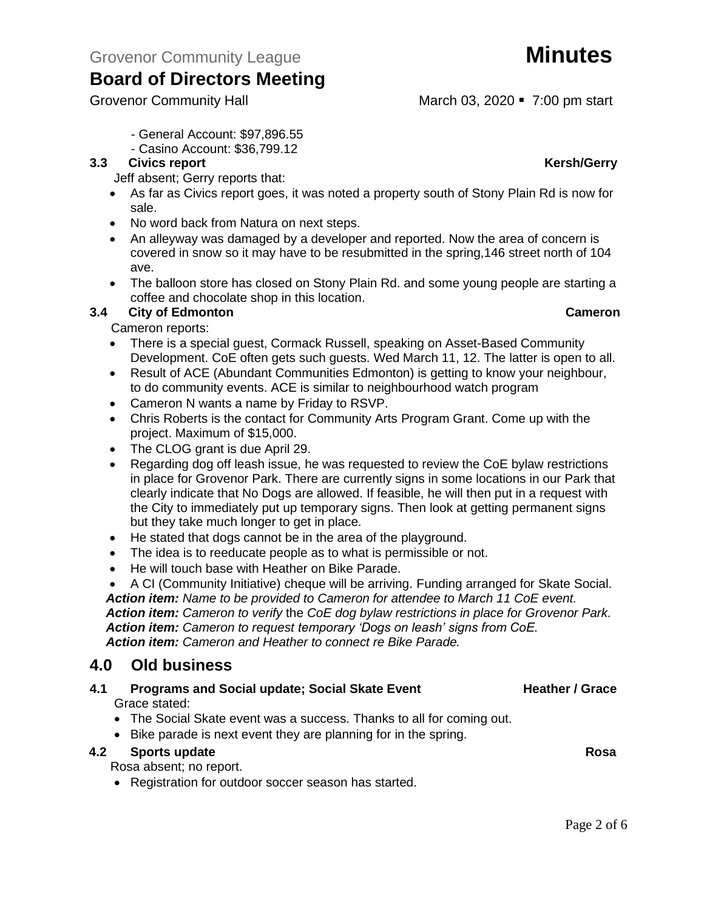- General Account: $97,896.55
- Casino Account: $36,799.12

### 3.3 Civics report — Kersh/Gerry

Jeff absent; Gerry reports that:

- As far as Civics report goes, it was noted a property south of Stony Plain Rd is now for sale.
- No word back from Natura on next steps.
- An alleyway was damaged by a developer and reported. Now the area of concern is covered in snow so it may have to be resubmitted in the spring,146 street north of 104 ave.
- The balloon store has closed on Stony Plain Rd. and some young people are starting a coffee and chocolate shop in this location.

### 3.4 City of Edmonton — Cameron

Cameron reports:

- There is a special guest, Cormack Russell, speaking on Asset-Based Community Development. CoE often gets such guests. Wed March 11, 12. The latter is open to all.
- Result of ACE (Abundant Communities Edmonton) is getting to know your neighbour, to do community events. ACE is similar to neighbourhood watch program
- Cameron N wants a name by Friday to RSVP.
- Chris Roberts is the contact for Community Arts Program Grant. Come up with the project. Maximum of $15,000.
- The CLOG grant is due April 29.
- Regarding dog off leash issue, he was requested to review the CoE bylaw restrictions in place for Grovenor Park. There are currently signs in some locations in our Park that clearly indicate that No Dogs are allowed. If feasible, he will then put in a request with the City to immediately put up temporary signs. Then look at getting permanent signs but they take much longer to get in place.
- He stated that dogs cannot be in the area of the playground.
- The idea is to reeducate people as to what is permissible or not.
- He will touch base with Heather on Bike Parade.
- A CI (Community Initiative) cheque will be arriving. Funding arranged for Skate Social.

***Action item:*** *Name to be provided to Cameron for attendee to March 11 CoE event.*
***Action item:*** *Cameron to verify* the *CoE dog bylaw restrictions in place for Grovenor Park.*
***Action item:*** *Cameron to request temporary 'Dogs on leash' signs from CoE.*
***Action item:*** *Cameron and Heather to connect re Bike Parade.*

## 4.0 Old business

### 4.1 Programs and Social update; Social Skate Event — Heather / Grace

Grace stated:

- The Social Skate event was a success. Thanks to all for coming out.
- Bike parade is next event they are planning for in the spring.

### 4.2 Sports update — Rosa

Rosa absent; no report.

- Registration for outdoor soccer season has started.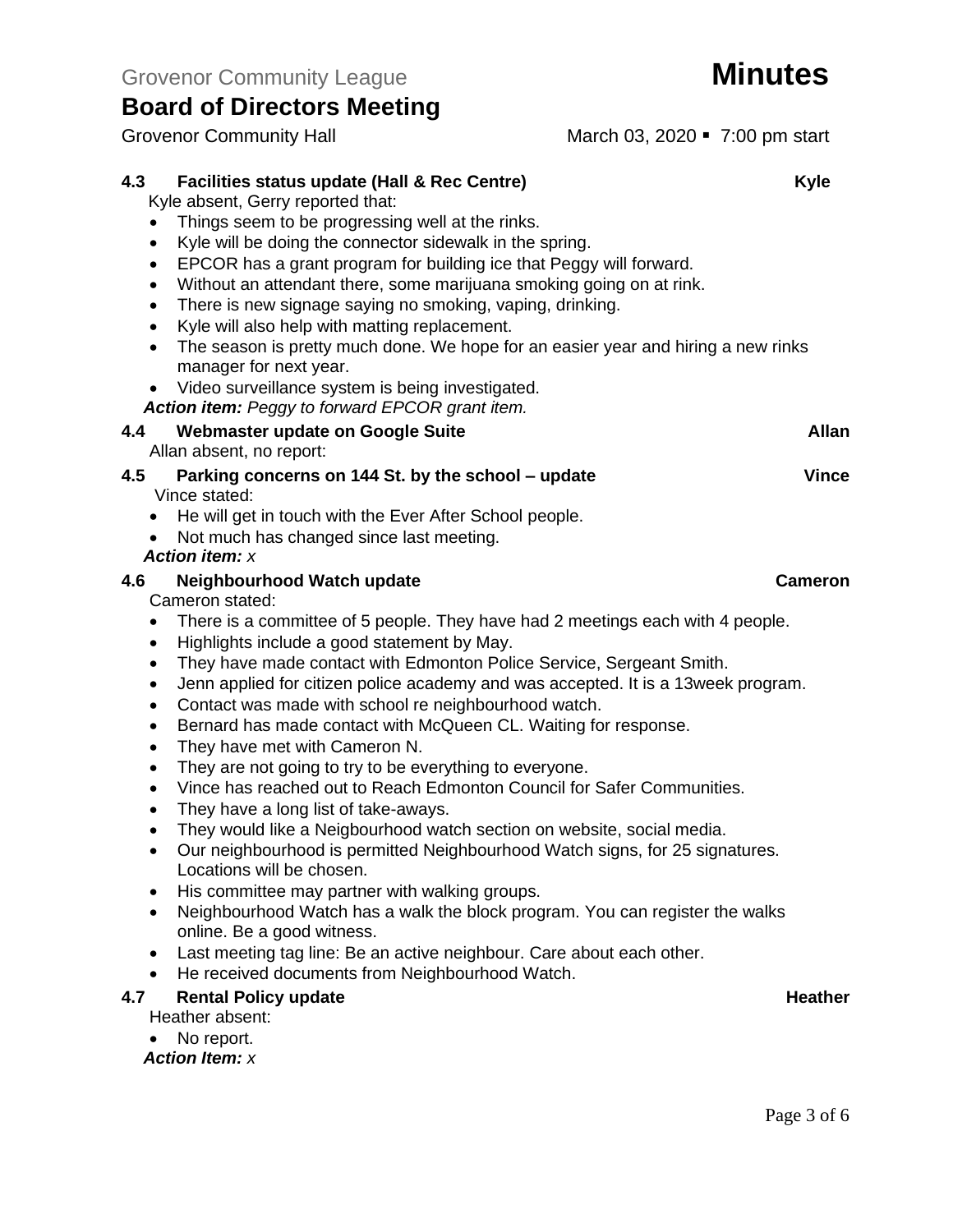### 4.3 Facilities status update (Hall & Rec Centre) — Kyle

Kyle absent, Gerry reported that:

- Things seem to be progressing well at the rinks.
- Kyle will be doing the connector sidewalk in the spring.
- EPCOR has a grant program for building ice that Peggy will forward.
- Without an attendant there, some marijuana smoking going on at rink.
- There is new signage saying no smoking, vaping, drinking.
- Kyle will also help with matting replacement.
- The season is pretty much done. We hope for an easier year and hiring a new rinks manager for next year.
- Video surveillance system is being investigated.

***Action item:*** *Peggy to forward EPCOR grant item.*

### 4.4 Webmaster update on Google Suite — Allan

Allan absent, no report:

### 4.5 Parking concerns on 144 St. by the school – update — Vince

Vince stated:

- He will get in touch with the Ever After School people.
- Not much has changed since last meeting.

***Action item:*** *x*

### 4.6 Neighbourhood Watch update — Cameron

Cameron stated:

- There is a committee of 5 people. They have had 2 meetings each with 4 people.
- Highlights include a good statement by May.
- They have made contact with Edmonton Police Service, Sergeant Smith.
- Jenn applied for citizen police academy and was accepted. It is a 13week program.
- Contact was made with school re neighbourhood watch.
- Bernard has made contact with McQueen CL. Waiting for response.
- They have met with Cameron N.
- They are not going to try to be everything to everyone.
- Vince has reached out to Reach Edmonton Council for Safer Communities.
- They have a long list of take-aways.
- They would like a Neigbourhood watch section on website, social media.
- Our neighbourhood is permitted Neighbourhood Watch signs, for 25 signatures. Locations will be chosen.
- His committee may partner with walking groups.
- Neighbourhood Watch has a walk the block program. You can register the walks online. Be a good witness.
- Last meeting tag line: Be an active neighbour. Care about each other.
- He received documents from Neighbourhood Watch.

### 4.7 Rental Policy update — Heather

Heather absent:

- No report.

***Action Item:*** *x*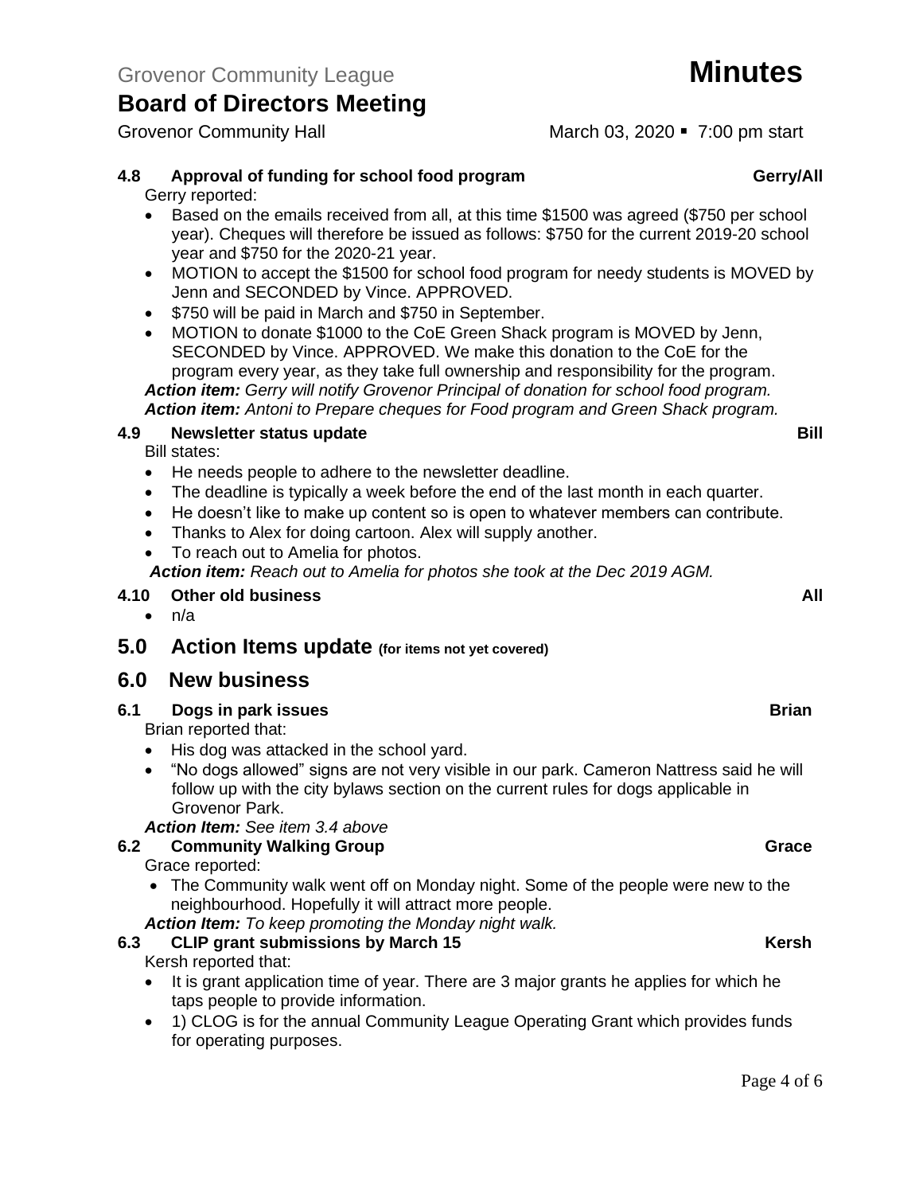### 4.8 Approval of funding for school food program — Gerry/All

Gerry reported:

- Based on the emails received from all, at this time $1500 was agreed ($750 per school year). Cheques will therefore be issued as follows: $750 for the current 2019-20 school year and $750 for the 2020-21 year.
- MOTION to accept the $1500 for school food program for needy students is MOVED by Jenn and SECONDED by Vince. APPROVED.
- $750 will be paid in March and $750 in September.
- MOTION to donate $1000 to the CoE Green Shack program is MOVED by Jenn, SECONDED by Vince. APPROVED. We make this donation to the CoE for the program every year, as they take full ownership and responsibility for the program.

***Action item:*** *Gerry will notify Grovenor Principal of donation for school food program.*
***Action item:*** *Antoni to Prepare cheques for Food program and Green Shack program.*

### 4.9 Newsletter status update — Bill

Bill states:

- He needs people to adhere to the newsletter deadline.
- The deadline is typically a week before the end of the last month in each quarter.
- He doesn't like to make up content so is open to whatever members can contribute.
- Thanks to Alex for doing cartoon. Alex will supply another.
- To reach out to Amelia for photos.

***Action item:*** *Reach out to Amelia for photos she took at the Dec 2019 AGM.*

### 4.10 Other old business — All

- n/a

## 5.0 Action Items update (for items not yet covered)

## 6.0 New business

### 6.1 Dogs in park issues — Brian

Brian reported that:

- His dog was attacked in the school yard.
- "No dogs allowed" signs are not very visible in our park. Cameron Nattress said he will follow up with the city bylaws section on the current rules for dogs applicable in Grovenor Park.

***Action Item:*** *See item 3.4 above*

### 6.2 Community Walking Group — Grace

Grace reported:

- The Community walk went off on Monday night. Some of the people were new to the neighbourhood. Hopefully it will attract more people.

***Action Item:*** *To keep promoting the Monday night walk.*

### 6.3 CLIP grant submissions by March 15 — Kersh

Kersh reported that:

- It is grant application time of year. There are 3 major grants he applies for which he taps people to provide information.
- 1) CLOG is for the annual Community League Operating Grant which provides funds for operating purposes.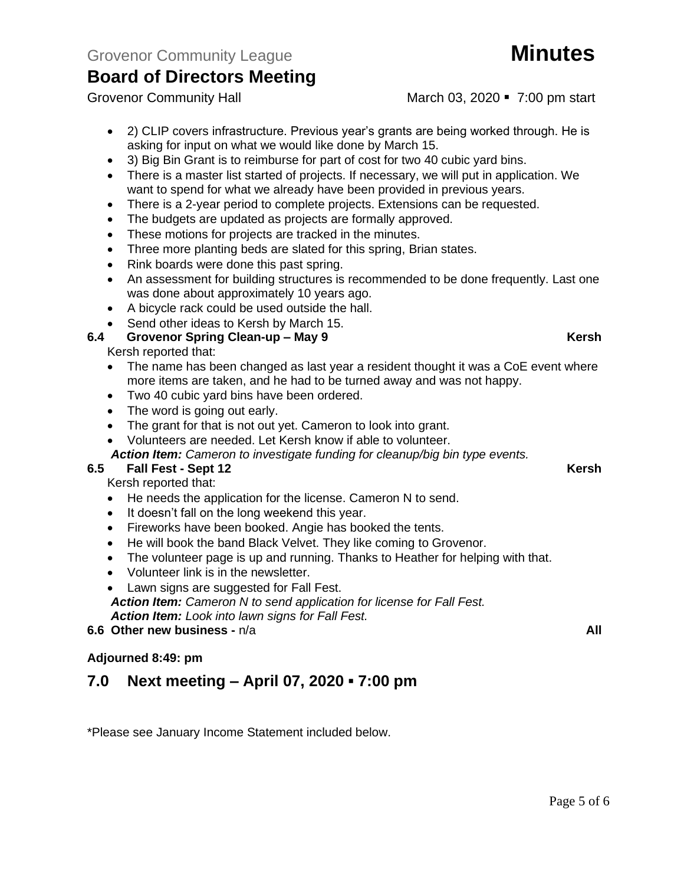- 2) CLIP covers infrastructure. Previous year's grants are being worked through. He is asking for input on what we would like done by March 15.
- 3) Big Bin Grant is to reimburse for part of cost for two 40 cubic yard bins.
- There is a master list started of projects. If necessary, we will put in application. We want to spend for what we already have been provided in previous years.
- There is a 2-year period to complete projects. Extensions can be requested.
- The budgets are updated as projects are formally approved.
- These motions for projects are tracked in the minutes.
- Three more planting beds are slated for this spring, Brian states.
- Rink boards were done this past spring.
- An assessment for building structures is recommended to be done frequently. Last one was done about approximately 10 years ago.
- A bicycle rack could be used outside the hall.
- Send other ideas to Kersh by March 15.

### 6.4 Grovenor Spring Clean-up – May 9 — Kersh

Kersh reported that:

- The name has been changed as last year a resident thought it was a CoE event where more items are taken, and he had to be turned away and was not happy.
- Two 40 cubic yard bins have been ordered.
- The word is going out early.
- The grant for that is not out yet. Cameron to look into grant.
- Volunteers are needed. Let Kersh know if able to volunteer.

***Action Item:*** *Cameron to investigate funding for cleanup/big bin type events.*

### 6.5 Fall Fest - Sept 12 — Kersh

Kersh reported that:

- He needs the application for the license. Cameron N to send.
- It doesn't fall on the long weekend this year.
- Fireworks have been booked. Angie has booked the tents.
- He will book the band Black Velvet. They like coming to Grovenor.
- The volunteer page is up and running. Thanks to Heather for helping with that.
- Volunteer link is in the newsletter.
- Lawn signs are suggested for Fall Fest.

***Action Item:*** *Cameron N to send application for license for Fall Fest.*
***Action Item:*** *Look into lawn signs for Fall Fest.*

**6.6 Other new business -** n/a — **All**

**Adjourned 8:49: pm**

## 7.0 Next meeting – April 07, 2020 ▪ 7:00 pm

*Please see January Income Statement included below.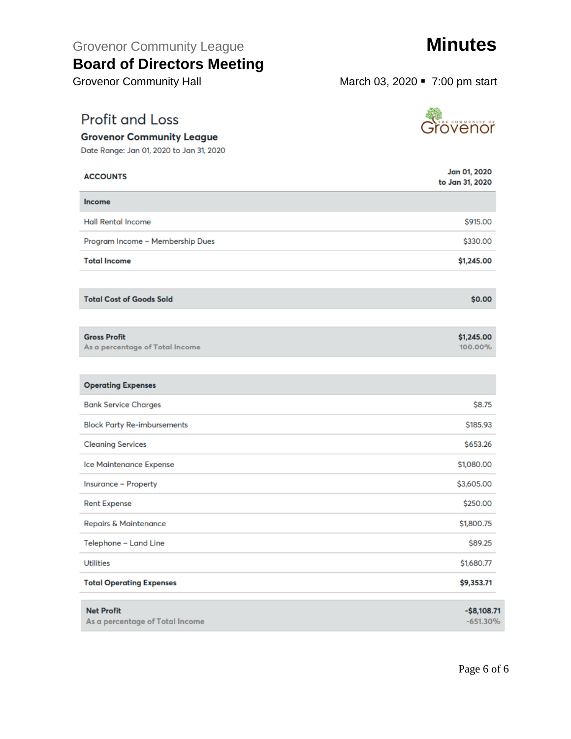Grovenor Community League

**Board of Directors Meeting**

Grovenor Community Hall

# Minutes

March 03, 2020 ▪ 7:00 pm start

## Profit and Loss

**Grovenor Community League**

Date Range: Jan 01, 2020 to Jan 31, 2020

| ACCOUNTS | Jan 01, 2020 to Jan 31, 2020 |
|---|---|
| **Income** | |
| Hall Rental Income | $915.00 |
| Program Income – Membership Dues | $330.00 |
| **Total Income** | **$1,245.00** |
| **Total Cost of Goods Sold** | **$0.00** |
| **Gross Profit** | **$1,245.00** |
| As a percentage of Total Income | 100.00% |
| **Operating Expenses** | |
| Bank Service Charges | $8.75 |
| Block Party Re-imbursements | $185.93 |
| Cleaning Services | $653.26 |
| Ice Maintenance Expense | $1,080.00 |
| Insurance – Property | $3,605.00 |
| Rent Expense | $250.00 |
| Repairs & Maintenance | $1,800.75 |
| Telephone – Land Line | $89.25 |
| Utilities | $1,680.77 |
| **Total Operating Expenses** | **$9,353.71** |
| **Net Profit** | **-$8,108.71** |
| As a percentage of Total Income | -651.30% |